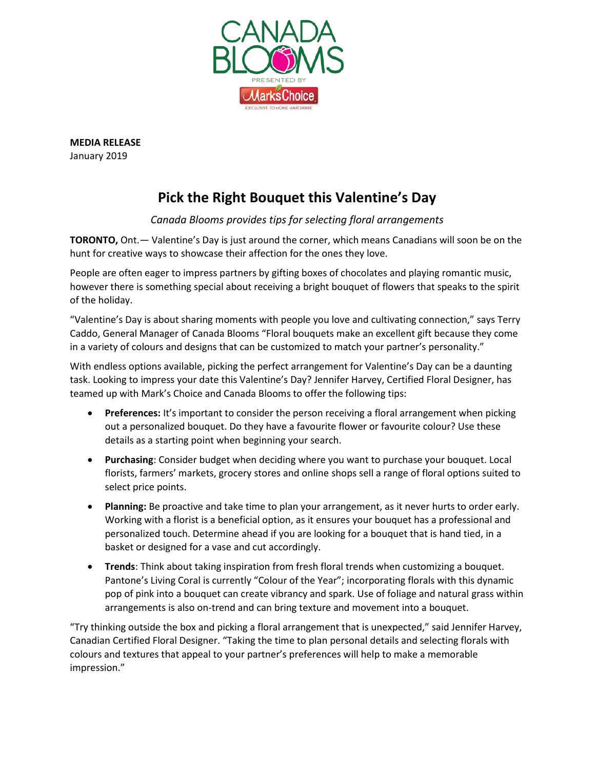CANADA BLOOMS

PRESENTED BY

MarksChoice

EXCLUSIVE TO HOME HARDWARE

**MEDIA RELEASE**
January 2019

# Pick the Right Bouquet this Valentine's Day

*Canada Blooms provides tips for selecting floral arrangements*

**TORONTO,** Ont.— Valentine's Day is just around the corner, which means Canadians will soon be on the hunt for creative ways to showcase their affection for the ones they love.

People are often eager to impress partners by gifting boxes of chocolates and playing romantic music, however there is something special about receiving a bright bouquet of flowers that speaks to the spirit of the holiday.

"Valentine's Day is about sharing moments with people you love and cultivating connection," says Terry Caddo, General Manager of Canada Blooms "Floral bouquets make an excellent gift because they come in a variety of colours and designs that can be customized to match your partner's personality."

With endless options available, picking the perfect arrangement for Valentine's Day can be a daunting task. Looking to impress your date this Valentine's Day? Jennifer Harvey, Certified Floral Designer, has teamed up with Mark's Choice and Canada Blooms to offer the following tips:

- **Preferences:** It's important to consider the person receiving a floral arrangement when picking out a personalized bouquet. Do they have a favourite flower or favourite colour? Use these details as a starting point when beginning your search.
- **Purchasing**: Consider budget when deciding where you want to purchase your bouquet. Local florists, farmers' markets, grocery stores and online shops sell a range of floral options suited to select price points.
- **Planning:** Be proactive and take time to plan your arrangement, as it never hurts to order early. Working with a florist is a beneficial option, as it ensures your bouquet has a professional and personalized touch. Determine ahead if you are looking for a bouquet that is hand tied, in a basket or designed for a vase and cut accordingly.
- **Trends**: Think about taking inspiration from fresh floral trends when customizing a bouquet. Pantone's Living Coral is currently "Colour of the Year"; incorporating florals with this dynamic pop of pink into a bouquet can create vibrancy and spark. Use of foliage and natural grass within arrangements is also on-trend and can bring texture and movement into a bouquet.

"Try thinking outside the box and picking a floral arrangement that is unexpected," said Jennifer Harvey, Canadian Certified Floral Designer. "Taking the time to plan personal details and selecting florals with colours and textures that appeal to your partner's preferences will help to make a memorable impression."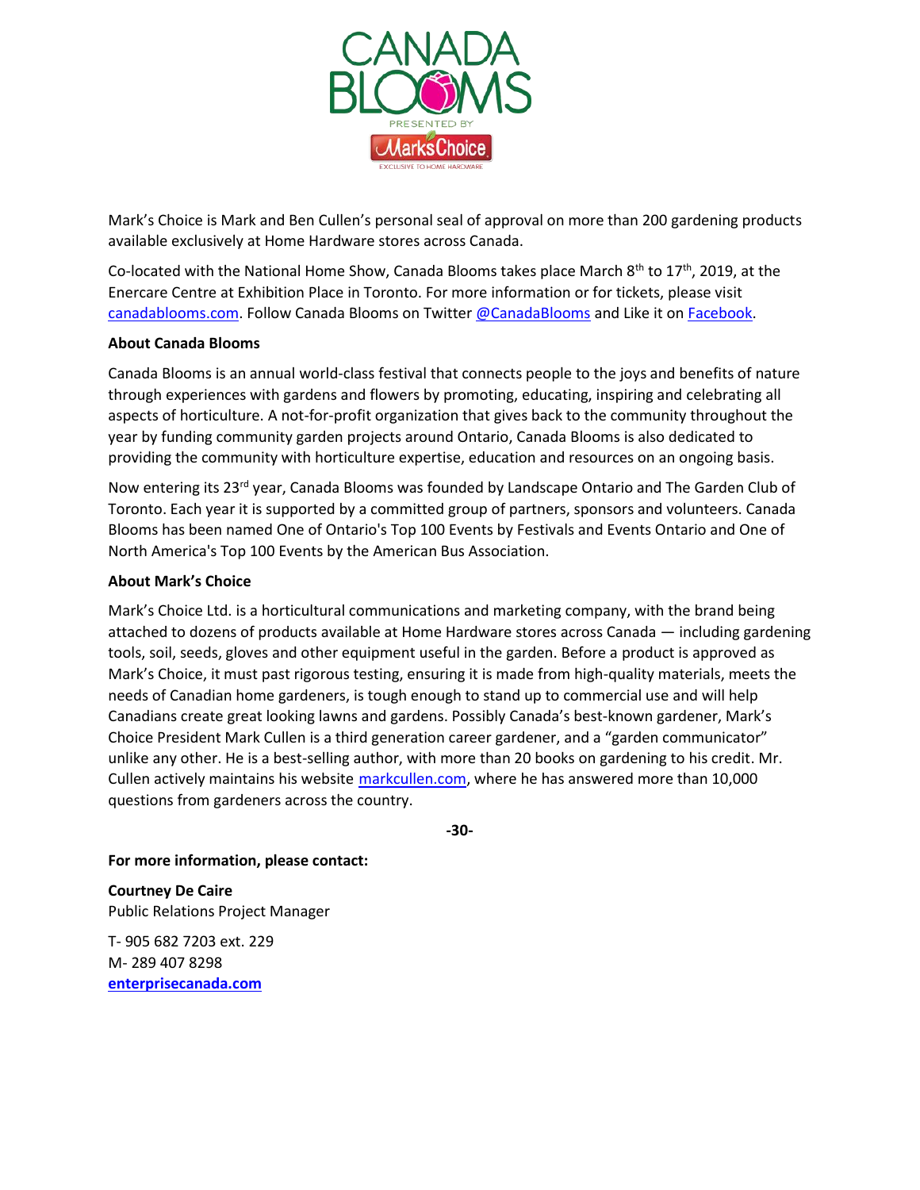Mark's Choice is Mark and Ben Cullen's personal seal of approval on more than 200 gardening products available exclusively at Home Hardware stores across Canada.

Co-located with the National Home Show, Canada Blooms takes place March 8th to 17th, 2019, at the Enercare Centre at Exhibition Place in Toronto. For more information or for tickets, please visit canadablooms.com. Follow Canada Blooms on Twitter @CanadaBlooms and Like it on Facebook.

**About Canada Blooms**

Canada Blooms is an annual world-class festival that connects people to the joys and benefits of nature through experiences with gardens and flowers by promoting, educating, inspiring and celebrating all aspects of horticulture. A not-for-profit organization that gives back to the community throughout the year by funding community garden projects around Ontario, Canada Blooms is also dedicated to providing the community with horticulture expertise, education and resources on an ongoing basis.

Now entering its 23rd year, Canada Blooms was founded by Landscape Ontario and The Garden Club of Toronto. Each year it is supported by a committed group of partners, sponsors and volunteers. Canada Blooms has been named One of Ontario's Top 100 Events by Festivals and Events Ontario and One of North America's Top 100 Events by the American Bus Association.

**About Mark's Choice**

Mark's Choice Ltd. is a horticultural communications and marketing company, with the brand being attached to dozens of products available at Home Hardware stores across Canada — including gardening tools, soil, seeds, gloves and other equipment useful in the garden. Before a product is approved as Mark's Choice, it must past rigorous testing, ensuring it is made from high-quality materials, meets the needs of Canadian home gardeners, is tough enough to stand up to commercial use and will help Canadians create great looking lawns and gardens. Possibly Canada's best-known gardener, Mark's Choice President Mark Cullen is a third generation career gardener, and a "garden communicator" unlike any other. He is a best-selling author, with more than 20 books on gardening to his credit. Mr. Cullen actively maintains his website markcullen.com, where he has answered more than 10,000 questions from gardeners across the country.

-30-

**For more information, please contact:**

**Courtney De Caire**
Public Relations Project Manager

T- 905 682 7203 ext. 229
M- 289 407 8298
**enterprisecanada.com**